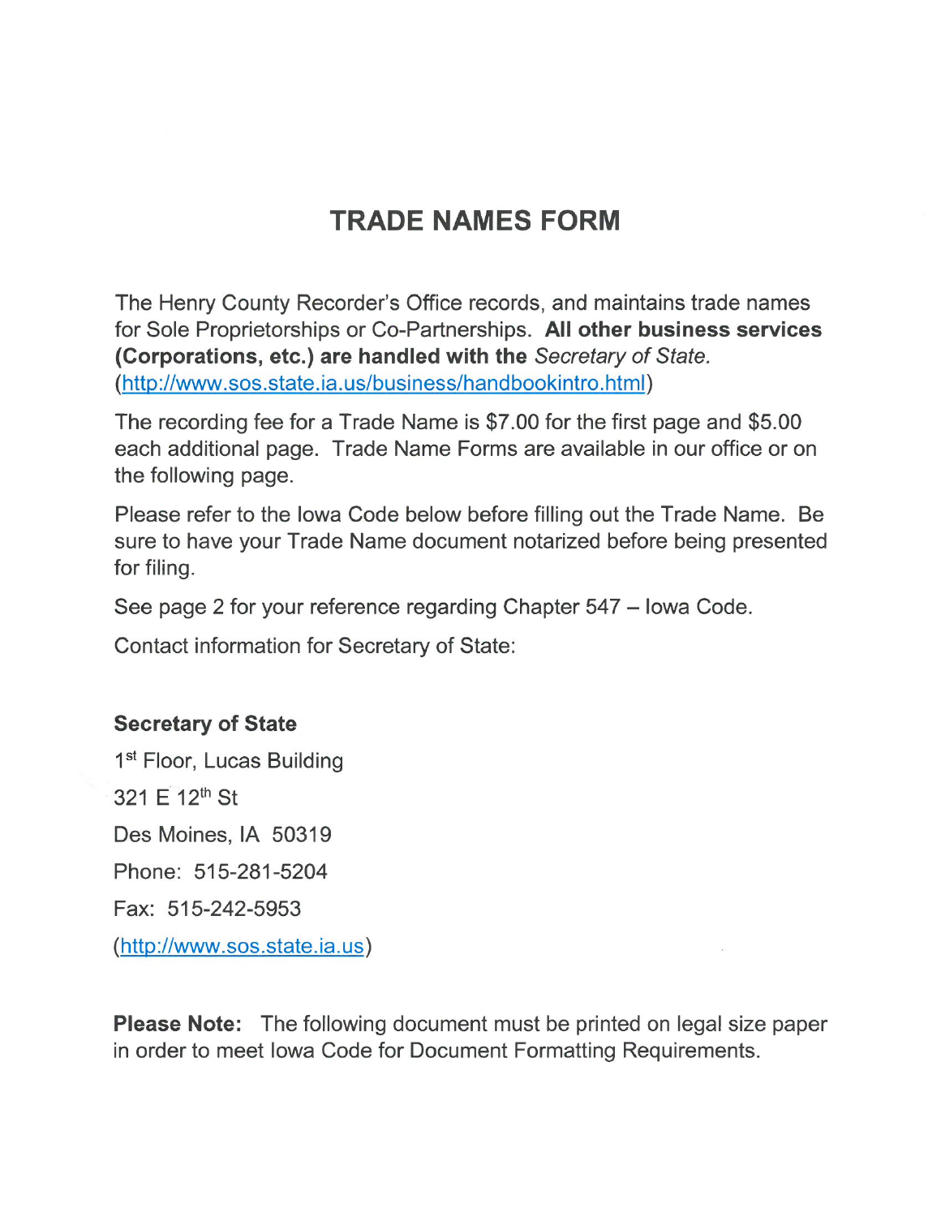# TRADE NAMES FORM

The Henry County Recorder's Office records, and maintains trade names for Sole Proprietorships or Co-Partnerships. **All other business services (Corporations, etc.) are handled with the** *Secretary of State.* (http://www.sos.state.ia.us/business/handbookintro.html)

The recording fee for a Trade Name is $7.00 for the first page and $5.00 each additional page. Trade Name Forms are available in our office or on the following page.

Please refer to the Iowa Code below before filling out the Trade Name. Be sure to have your Trade Name document notarized before being presented for filing.

See page 2 for your reference regarding Chapter 547 – Iowa Code.

Contact information for Secretary of State:

**Secretary of State**

1st Floor, Lucas Building

321 E 12th St

Des Moines, IA 50319

Phone: 515-281-5204

Fax: 515-242-5953

(http://www.sos.state.ia.us)

**Please Note:** The following document must be printed on legal size paper in order to meet Iowa Code for Document Formatting Requirements.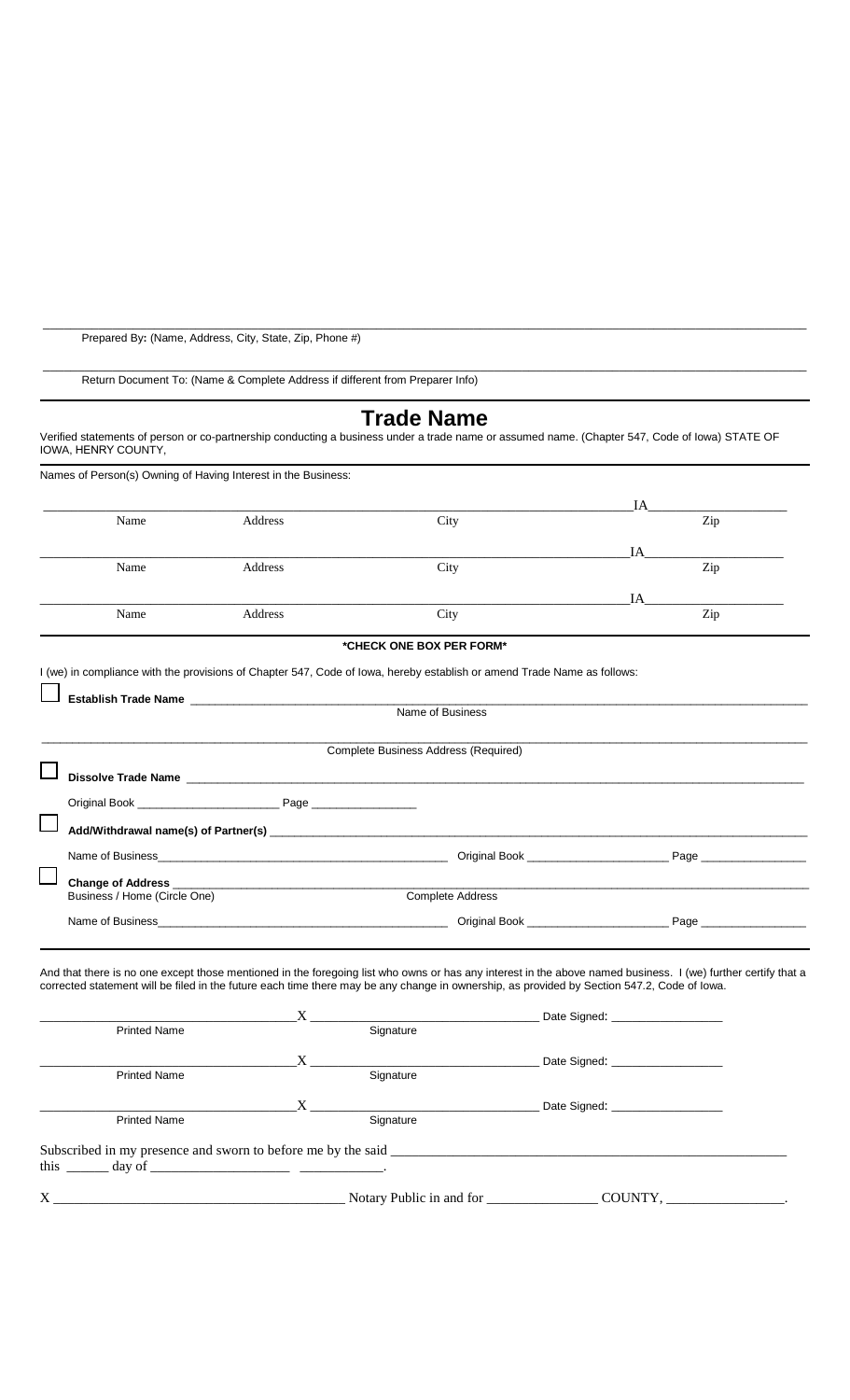Prepared By: (Name, Address, City, State, Zip, Phone #)

Return Document To: (Name & Complete Address if different from Preparer Info)

# Trade Name

Verified statements of person or co-partnership conducting a business under a trade name or assumed name. (Chapter 547, Code of Iowa) STATE OF IOWA, HENRY COUNTY,

Names of Person(s) Owning of Having Interest in the Business:

| Name | Address | City | IA | Zip |
|---|---|---|---|---|
| | | | IA | |
| | | | IA | |
| | | | IA | |

**\*CHECK ONE BOX PER FORM\***

I (we) in compliance with the provisions of Chapter 547, Code of Iowa, hereby establish or amend Trade Name as follows:

☐ **Establish Trade Name** ____________________
Name of Business

____________________
Complete Business Address (Required)

☐ **Dissolve Trade Name** ____________________

Original Book ____________ Page ____________

☐ **Add/Withdrawal name(s) of Partner(s)** ____________________

Name of Business____________ Original Book ____________ Page ____________

☐ **Change of Address** ____________________
Business / Home (Circle One) Complete Address

Name of Business____________ Original Book ____________ Page ____________

And that there is no one except those mentioned in the foregoing list who owns or has any interest in the above named business. I (we) further certify that a corrected statement will be filed in the future each time there may be any change in ownership, as provided by Section 547.2, Code of Iowa.

____________ X ____________ Date Signed: ____________
Printed Name Signature

____________ X ____________ Date Signed: ____________
Printed Name Signature

____________ X ____________ Date Signed: ____________
Printed Name Signature

Subscribed in my presence and sworn to before me by the said ____________________
this ______ day of ____________ ____________.

X ____________________ Notary Public in and for ____________ COUNTY, ____________.